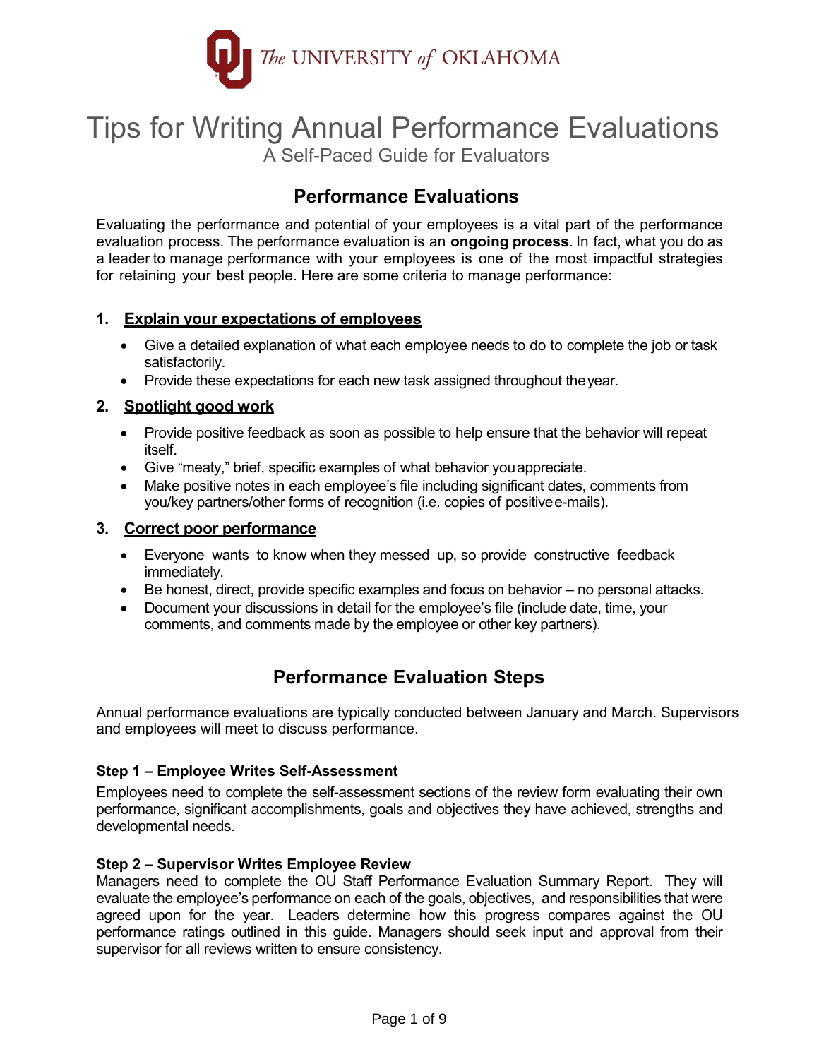The UNIVERSITY of OKLAHOMA

# Tips for Writing Annual Performance Evaluations

A Self-Paced Guide for Evaluators

## Performance Evaluations

Evaluating the performance and potential of your employees is a vital part of the performance evaluation process. The performance evaluation is an **ongoing process**. In fact, what you do as a leader to manage performance with your employees is one of the most impactful strategies for retaining your best people. Here are some criteria to manage performance:

### 1. Explain your expectations of employees

- Give a detailed explanation of what each employee needs to do to complete the job or task satisfactorily.
- Provide these expectations for each new task assigned throughout the year.

### 2. Spotlight good work

- Provide positive feedback as soon as possible to help ensure that the behavior will repeat itself.
- Give "meaty," brief, specific examples of what behavior you appreciate.
- Make positive notes in each employee's file including significant dates, comments from you/key partners/other forms of recognition (i.e. copies of positive e-mails).

### 3. Correct poor performance

- Everyone wants to know when they messed up, so provide constructive feedback immediately.
- Be honest, direct, provide specific examples and focus on behavior – no personal attacks.
- Document your discussions in detail for the employee's file (include date, time, your comments, and comments made by the employee or other key partners).

## Performance Evaluation Steps

Annual performance evaluations are typically conducted between January and March. Supervisors and employees will meet to discuss performance.

#### Step 1 – Employee Writes Self-Assessment

Employees need to complete the self-assessment sections of the review form evaluating their own performance, significant accomplishments, goals and objectives they have achieved, strengths and developmental needs.

#### Step 2 – Supervisor Writes Employee Review

Managers need to complete the OU Staff Performance Evaluation Summary Report. They will evaluate the employee's performance on each of the goals, objectives, and responsibilities that were agreed upon for the year. Leaders determine how this progress compares against the OU performance ratings outlined in this guide. Managers should seek input and approval from their supervisor for all reviews written to ensure consistency.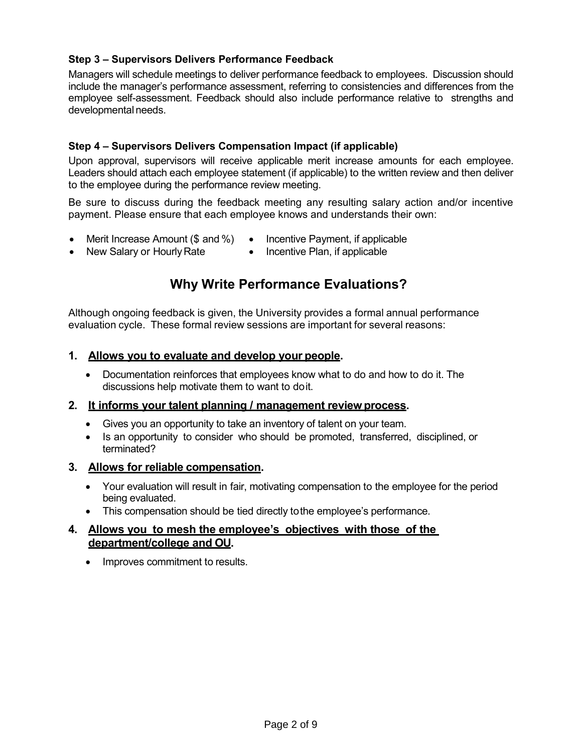### Step 3 – Supervisors Delivers Performance Feedback

Managers will schedule meetings to deliver performance feedback to employees. Discussion should include the manager's performance assessment, referring to consistencies and differences from the employee self-assessment. Feedback should also include performance relative to strengths and developmental needs.

### Step 4 – Supervisors Delivers Compensation Impact (if applicable)

Upon approval, supervisors will receive applicable merit increase amounts for each employee. Leaders should attach each employee statement (if applicable) to the written review and then deliver to the employee during the performance review meeting.

Be sure to discuss during the feedback meeting any resulting salary action and/or incentive payment. Please ensure that each employee knows and understands their own:

- Merit Increase Amount ($ and %)
- New Salary or Hourly Rate
- Incentive Payment, if applicable
- Incentive Plan, if applicable

## Why Write Performance Evaluations?

Although ongoing feedback is given, the University provides a formal annual performance evaluation cycle. These formal review sessions are important for several reasons:

1. **Allows you to evaluate and develop your people.**
   - Documentation reinforces that employees know what to do and how to do it. The discussions help motivate them to want to do it.
2. **It informs your talent planning / management review process.**
   - Gives you an opportunity to take an inventory of talent on your team.
   - Is an opportunity to consider who should be promoted, transferred, disciplined, or terminated?
3. **Allows for reliable compensation.**
   - Your evaluation will result in fair, motivating compensation to the employee for the period being evaluated.
   - This compensation should be tied directly to the employee's performance.
4. **Allows you to mesh the employee's objectives with those of the department/college and OU.**
   - Improves commitment to results.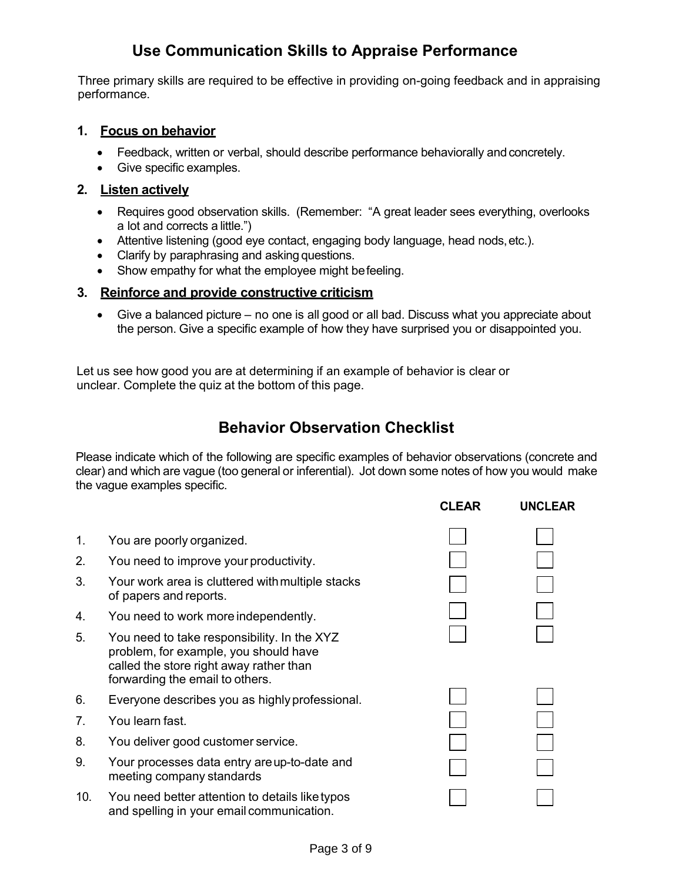# Use Communication Skills to Appraise Performance

Three primary skills are required to be effective in providing on-going feedback and in appraising performance.

### 1. Focus on behavior

- Feedback, written or verbal, should describe performance behaviorally and concretely.
- Give specific examples.

### 2. Listen actively

- Requires good observation skills. (Remember: "A great leader sees everything, overlooks a lot and corrects a little.")
- Attentive listening (good eye contact, engaging body language, head nods, etc.).
- Clarify by paraphrasing and asking questions.
- Show empathy for what the employee might be feeling.

### 3. Reinforce and provide constructive criticism

- Give a balanced picture – no one is all good or all bad. Discuss what you appreciate about the person. Give a specific example of how they have surprised you or disappointed you.

Let us see how good you are at determining if an example of behavior is clear or unclear. Complete the quiz at the bottom of this page.

# Behavior Observation Checklist

Please indicate which of the following are specific examples of behavior observations (concrete and clear) and which are vague (too general or inferential). Jot down some notes of how you would make the vague examples specific.

| | | CLEAR | UNCLEAR |
|---|---|---|---|
| 1. | You are poorly organized. | ☐ | ☐ |
| 2. | You need to improve your productivity. | ☐ | ☐ |
| 3. | Your work area is cluttered with multiple stacks of papers and reports. | ☐ | ☐ |
| 4. | You need to work more independently. | ☐ | ☐ |
| 5. | You need to take responsibility. In the XYZ problem, for example, you should have called the store right away rather than forwarding the email to others. | ☐ | ☐ |
| 6. | Everyone describes you as highly professional. | ☐ | ☐ |
| 7. | You learn fast. | ☐ | ☐ |
| 8. | You deliver good customer service. | ☐ | ☐ |
| 9. | Your processes data entry are up-to-date and meeting company standards | ☐ | ☐ |
| 10. | You need better attention to details like typos and spelling in your email communication. | ☐ | ☐ |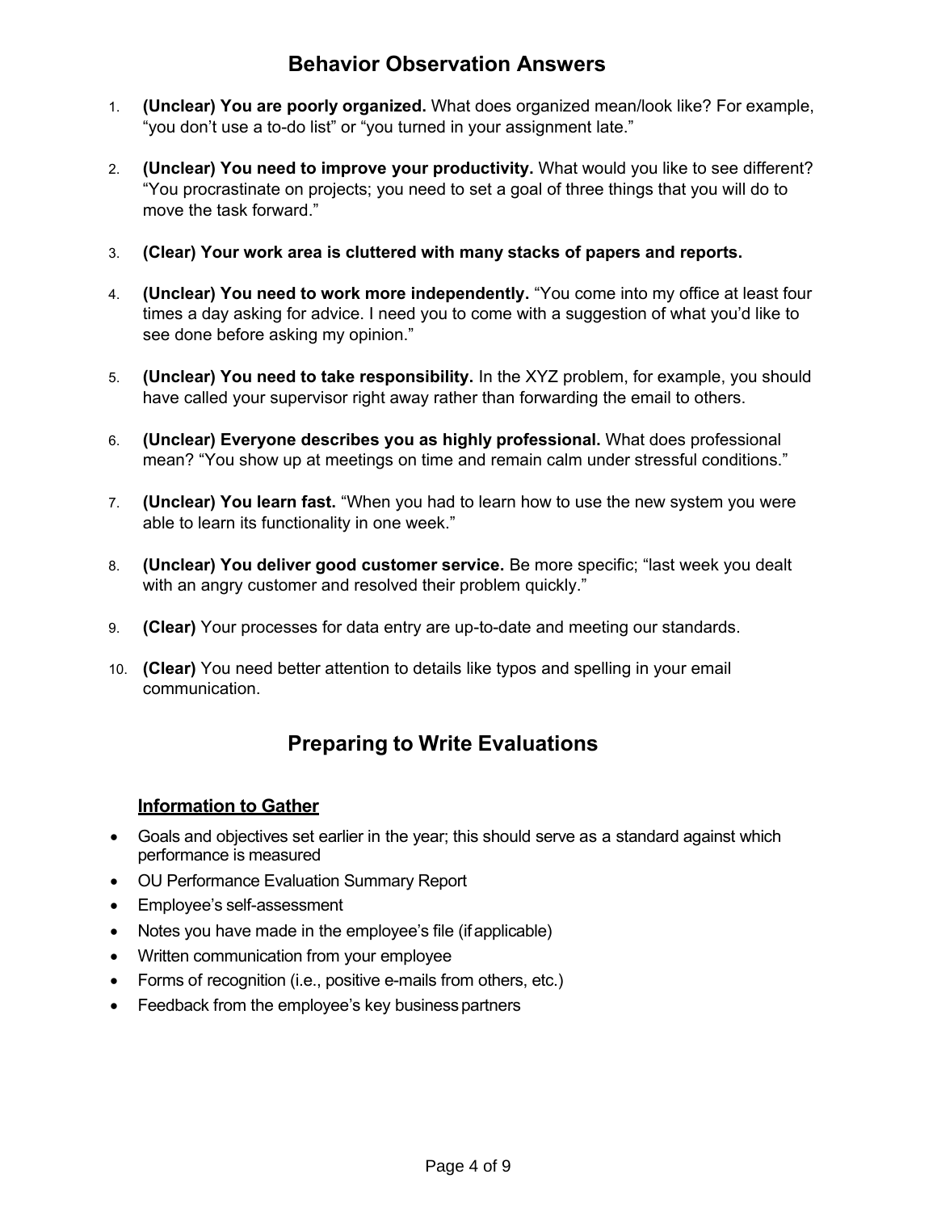## Behavior Observation Answers

1. **(Unclear) You are poorly organized.** What does organized mean/look like? For example, "you don't use a to-do list" or "you turned in your assignment late."

2. **(Unclear) You need to improve your productivity.** What would you like to see different? "You procrastinate on projects; you need to set a goal of three things that you will do to move the task forward."

3. **(Clear) Your work area is cluttered with many stacks of papers and reports.**

4. **(Unclear) You need to work more independently.** "You come into my office at least four times a day asking for advice. I need you to come with a suggestion of what you'd like to see done before asking my opinion."

5. **(Unclear) You need to take responsibility.** In the XYZ problem, for example, you should have called your supervisor right away rather than forwarding the email to others.

6. **(Unclear) Everyone describes you as highly professional.** What does professional mean? "You show up at meetings on time and remain calm under stressful conditions."

7. **(Unclear) You learn fast.** "When you had to learn how to use the new system you were able to learn its functionality in one week."

8. **(Unclear) You deliver good customer service.** Be more specific; "last week you dealt with an angry customer and resolved their problem quickly."

9. **(Clear)** Your processes for data entry are up-to-date and meeting our standards.

10. **(Clear)** You need better attention to details like typos and spelling in your email communication.

## Preparing to Write Evaluations

### Information to Gather

- Goals and objectives set earlier in the year; this should serve as a standard against which performance is measured
- OU Performance Evaluation Summary Report
- Employee's self-assessment
- Notes you have made in the employee's file (if applicable)
- Written communication from your employee
- Forms of recognition (i.e., positive e-mails from others, etc.)
- Feedback from the employee's key business partners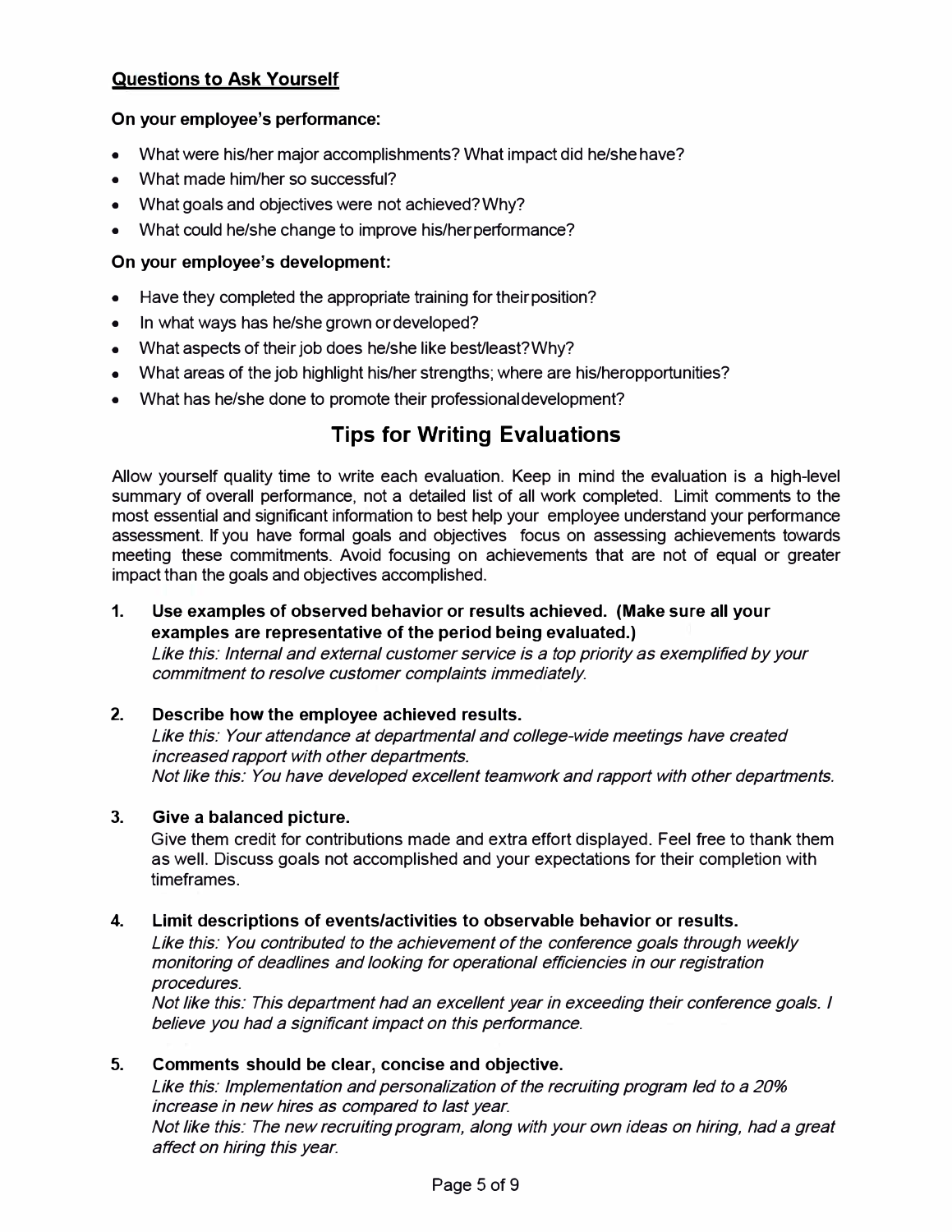## Questions to Ask Yourself

**On your employee's performance:**

- What were his/her major accomplishments? What impact did he/she have?
- What made him/her so successful?
- What goals and objectives were not achieved? Why?
- What could he/she change to improve his/her performance?

**On your employee's development:**

- Have they completed the appropriate training for their position?
- In what ways has he/she grown or developed?
- What aspects of their job does he/she like best/least? Why?
- What areas of the job highlight his/her strengths; where are his/her opportunities?
- What has he/she done to promote their professional development?

# Tips for Writing Evaluations

Allow yourself quality time to write each evaluation. Keep in mind the evaluation is a high-level summary of overall performance, not a detailed list of all work completed. Limit comments to the most essential and significant information to best help your employee understand your performance assessment. If you have formal goals and objectives focus on assessing achievements towards meeting these commitments. Avoid focusing on achievements that are not of equal or greater impact than the goals and objectives accomplished.

1. **Use examples of observed behavior or results achieved. (Make sure all your examples are representative of the period being evaluated.)**
   *Like this: Internal and external customer service is a top priority as exemplified by your commitment to resolve customer complaints immediately.*

2. **Describe how the employee achieved results.**
   *Like this: Your attendance at departmental and college-wide meetings have created increased rapport with other departments.*
   *Not like this: You have developed excellent teamwork and rapport with other departments.*

3. **Give a balanced picture.**
   Give them credit for contributions made and extra effort displayed. Feel free to thank them as well. Discuss goals not accomplished and your expectations for their completion with timeframes.

4. **Limit descriptions of events/activities to observable behavior or results.**
   *Like this: You contributed to the achievement of the conference goals through weekly monitoring of deadlines and looking for operational efficiencies in our registration procedures.*
   *Not like this: This department had an excellent year in exceeding their conference goals. I believe you had a significant impact on this performance.*

5. **Comments should be clear, concise and objective.**
   *Like this: Implementation and personalization of the recruiting program led to a 20% increase in new hires as compared to last year.*
   *Not like this: The new recruiting program, along with your own ideas on hiring, had a great affect on hiring this year.*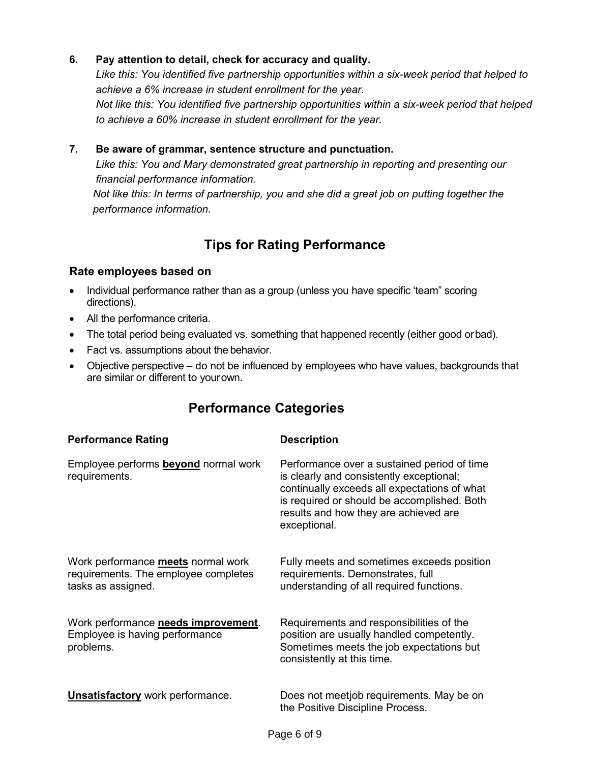6. **Pay attention to detail, check for accuracy and quality.**
   *Like this: You identified five partnership opportunities within a six-week period that helped to achieve a 6% increase in student enrollment for the year.*
   *Not like this: You identified five partnership opportunities within a six-week period that helped to achieve a 60% increase in student enrollment for the year.*

7. **Be aware of grammar, sentence structure and punctuation.**
   *Like this: You and Mary demonstrated great partnership in reporting and presenting our financial performance information.*
   *Not like this: In terms of partnership, you and she did a great job on putting together the performance information.*

## Tips for Rating Performance

### Rate employees based on

- Individual performance rather than as a group (unless you have specific 'team" scoring directions).
- All the performance criteria.
- The total period being evaluated vs. something that happened recently (either good or bad).
- Fact vs. assumptions about the behavior.
- Objective perspective – do not be influenced by employees who have values, backgrounds that are similar or different to your own.

## Performance Categories

| Performance Rating | Description |
|---|---|
| Employee performs **beyond** normal work requirements. | Performance over a sustained period of time is clearly and consistently exceptional; continually exceeds all expectations of what is required or should be accomplished. Both results and how they are achieved are exceptional. |
| Work performance **meets** normal work requirements. The employee completes tasks as assigned. | Fully meets and sometimes exceeds position requirements. Demonstrates, full understanding of all required functions. |
| Work performance **needs improvement**. Employee is having performance problems. | Requirements and responsibilities of the position are usually handled competently. Sometimes meets the job expectations but consistently at this time. |
| **Unsatisfactory** work performance. | Does not meet job requirements. May be on the Positive Discipline Process. |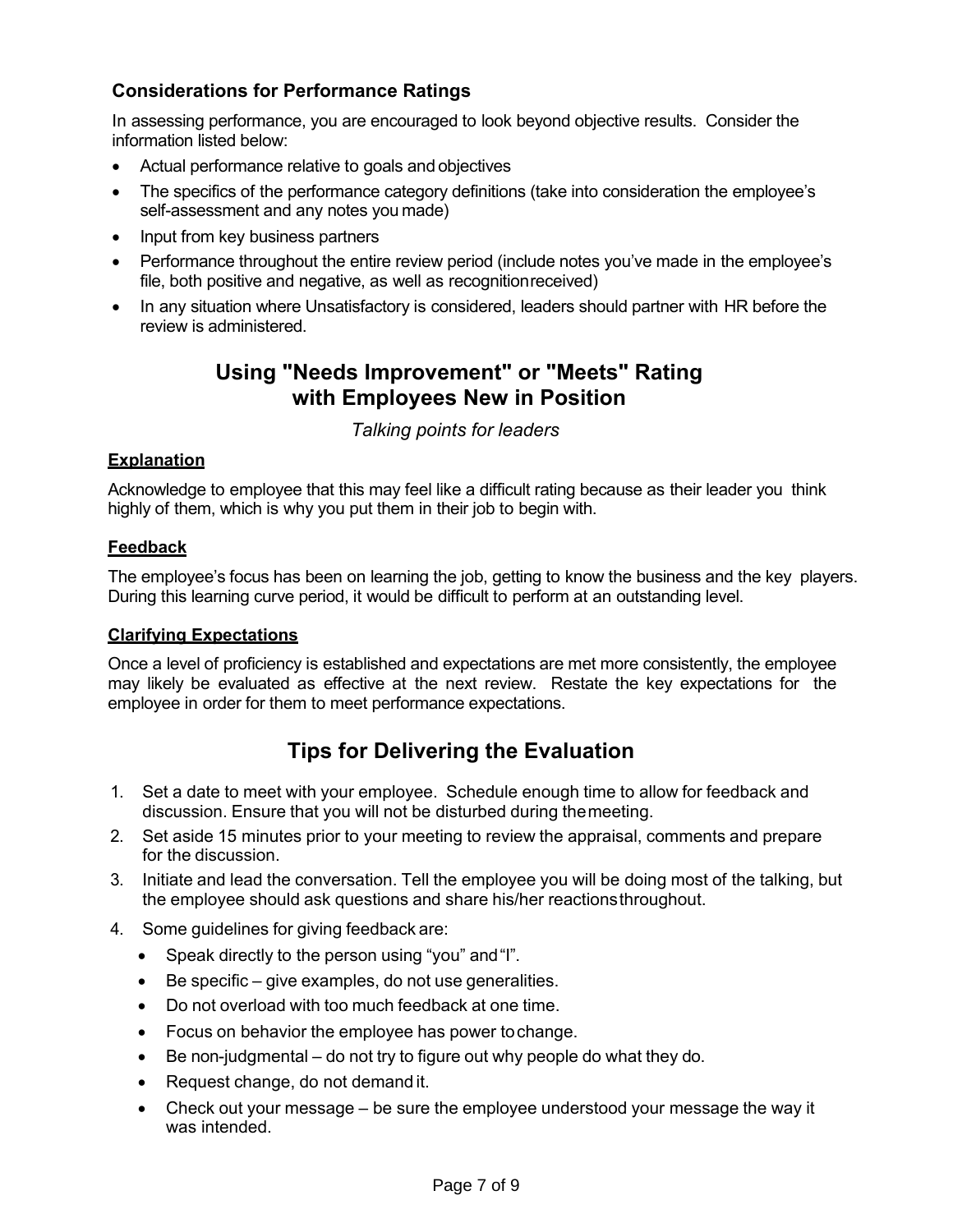### Considerations for Performance Ratings

In assessing performance, you are encouraged to look beyond objective results. Consider the information listed below:

- Actual performance relative to goals and objectives
- The specifics of the performance category definitions (take into consideration the employee's self-assessment and any notes you made)
- Input from key business partners
- Performance throughout the entire review period (include notes you've made in the employee's file, both positive and negative, as well as recognition received)
- In any situation where Unsatisfactory is considered, leaders should partner with HR before the review is administered.

## Using "Needs Improvement" or "Meets" Rating with Employees New in Position

*Talking points for leaders*

**Explanation**

Acknowledge to employee that this may feel like a difficult rating because as their leader you think highly of them, which is why you put them in their job to begin with.

**Feedback**

The employee's focus has been on learning the job, getting to know the business and the key players. During this learning curve period, it would be difficult to perform at an outstanding level.

**Clarifying Expectations**

Once a level of proficiency is established and expectations are met more consistently, the employee may likely be evaluated as effective at the next review. Restate the key expectations for the employee in order for them to meet performance expectations.

## Tips for Delivering the Evaluation

1. Set a date to meet with your employee. Schedule enough time to allow for feedback and discussion. Ensure that you will not be disturbed during the meeting.
2. Set aside 15 minutes prior to your meeting to review the appraisal, comments and prepare for the discussion.
3. Initiate and lead the conversation. Tell the employee you will be doing most of the talking, but the employee should ask questions and share his/her reactions throughout.
4. Some guidelines for giving feedback are:
   - Speak directly to the person using "you" and "I".
   - Be specific – give examples, do not use generalities.
   - Do not overload with too much feedback at one time.
   - Focus on behavior the employee has power to change.
   - Be non-judgmental – do not try to figure out why people do what they do.
   - Request change, do not demand it.
   - Check out your message – be sure the employee understood your message the way it was intended.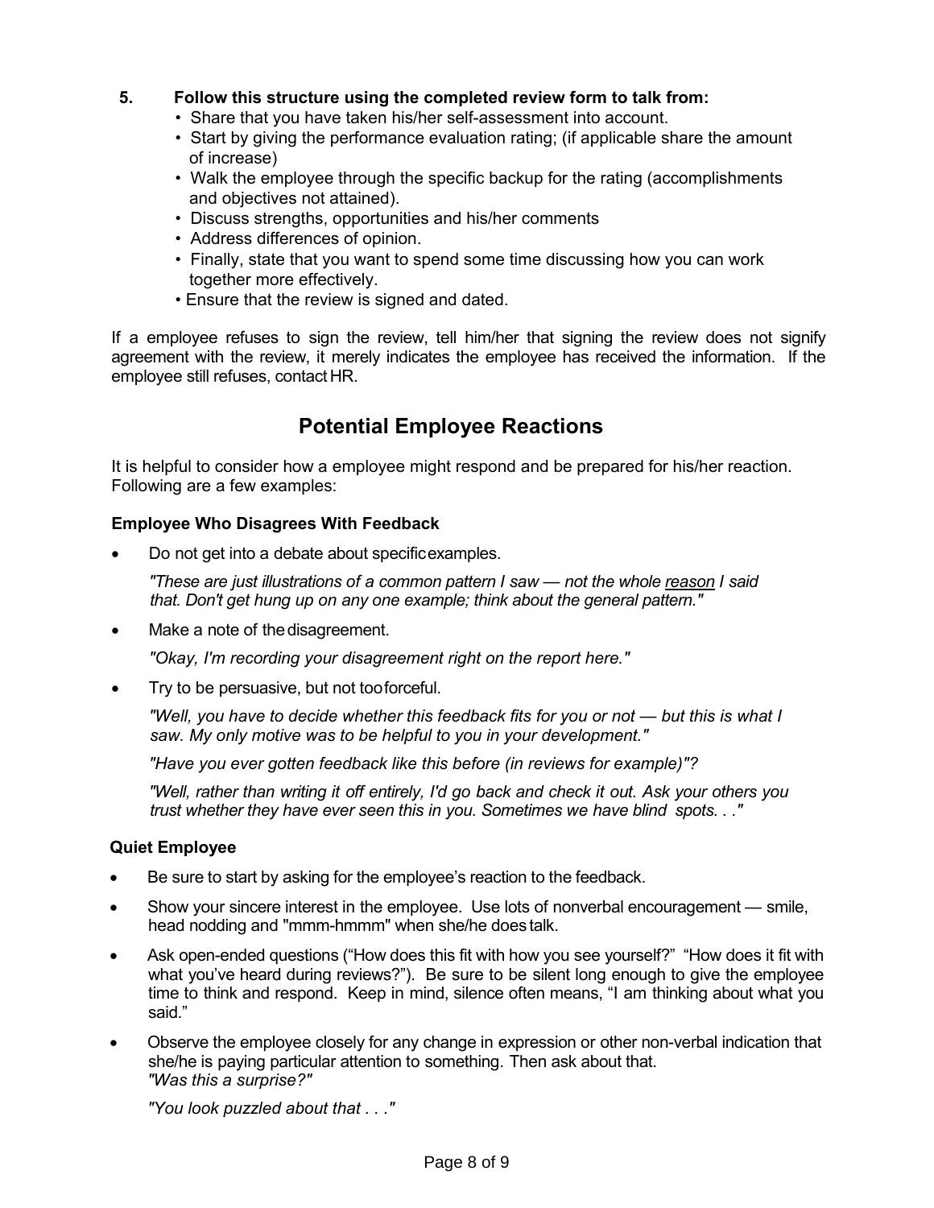5. **Follow this structure using the completed review form to talk from:**
   - Share that you have taken his/her self-assessment into account.
   - Start by giving the performance evaluation rating; (if applicable share the amount of increase)
   - Walk the employee through the specific backup for the rating (accomplishments and objectives not attained).
   - Discuss strengths, opportunities and his/her comments
   - Address differences of opinion.
   - Finally, state that you want to spend some time discussing how you can work together more effectively.
   - Ensure that the review is signed and dated.

If a employee refuses to sign the review, tell him/her that signing the review does not signify agreement with the review, it merely indicates the employee has received the information. If the employee still refuses, contact HR.

## Potential Employee Reactions

It is helpful to consider how a employee might respond and be prepared for his/her reaction. Following are a few examples:

### Employee Who Disagrees With Feedback

- Do not get into a debate about specific examples.

  *"These are just illustrations of a common pattern I saw — not the whole reason I said that. Don't get hung up on any one example; think about the general pattern."*

- Make a note of the disagreement.

  *"Okay, I'm recording your disagreement right on the report here."*

- Try to be persuasive, but not too forceful.

  *"Well, you have to decide whether this feedback fits for you or not — but this is what I saw. My only motive was to be helpful to you in your development."*

  *"Have you ever gotten feedback like this before (in reviews for example)"?*

  *"Well, rather than writing it off entirely, I'd go back and check it out. Ask your others you trust whether they have ever seen this in you. Sometimes we have blind spots. . ."*

### Quiet Employee

- Be sure to start by asking for the employee's reaction to the feedback.
- Show your sincere interest in the employee. Use lots of nonverbal encouragement — smile, head nodding and "mmm-hmmm" when she/he does talk.
- Ask open-ended questions ("How does this fit with how you see yourself?" "How does it fit with what you've heard during reviews?"). Be sure to be silent long enough to give the employee time to think and respond. Keep in mind, silence often means, "I am thinking about what you said."
- Observe the employee closely for any change in expression or other non-verbal indication that she/he is paying particular attention to something. Then ask about that.

  *"Was this a surprise?"*

  *"You look puzzled about that . . ."*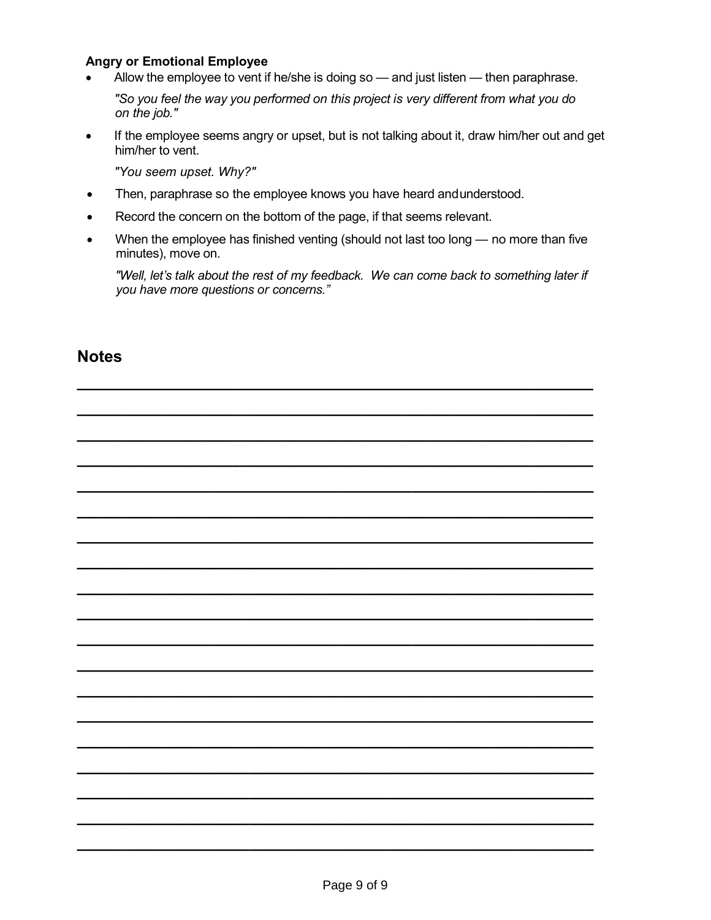**Angry or Emotional Employee**

- Allow the employee to vent if he/she is doing so — and just listen — then paraphrase.

  *"So you feel the way you performed on this project is very different from what you do on the job."*

- If the employee seems angry or upset, but is not talking about it, draw him/her out and get him/her to vent.

  *"You seem upset. Why?"*

- Then, paraphrase so the employee knows you have heard and understood.
- Record the concern on the bottom of the page, if that seems relevant.
- When the employee has finished venting (should not last too long — no more than five minutes), move on.

  *"Well, let's talk about the rest of my feedback. We can come back to something later if you have more questions or concerns."*

## Notes

___________________________________________________________________________

___________________________________________________________________________

___________________________________________________________________________

___________________________________________________________________________

___________________________________________________________________________

___________________________________________________________________________

___________________________________________________________________________

___________________________________________________________________________

___________________________________________________________________________

___________________________________________________________________________

___________________________________________________________________________

___________________________________________________________________________

___________________________________________________________________________

___________________________________________________________________________

___________________________________________________________________________

___________________________________________________________________________

___________________________________________________________________________

___________________________________________________________________________

___________________________________________________________________________